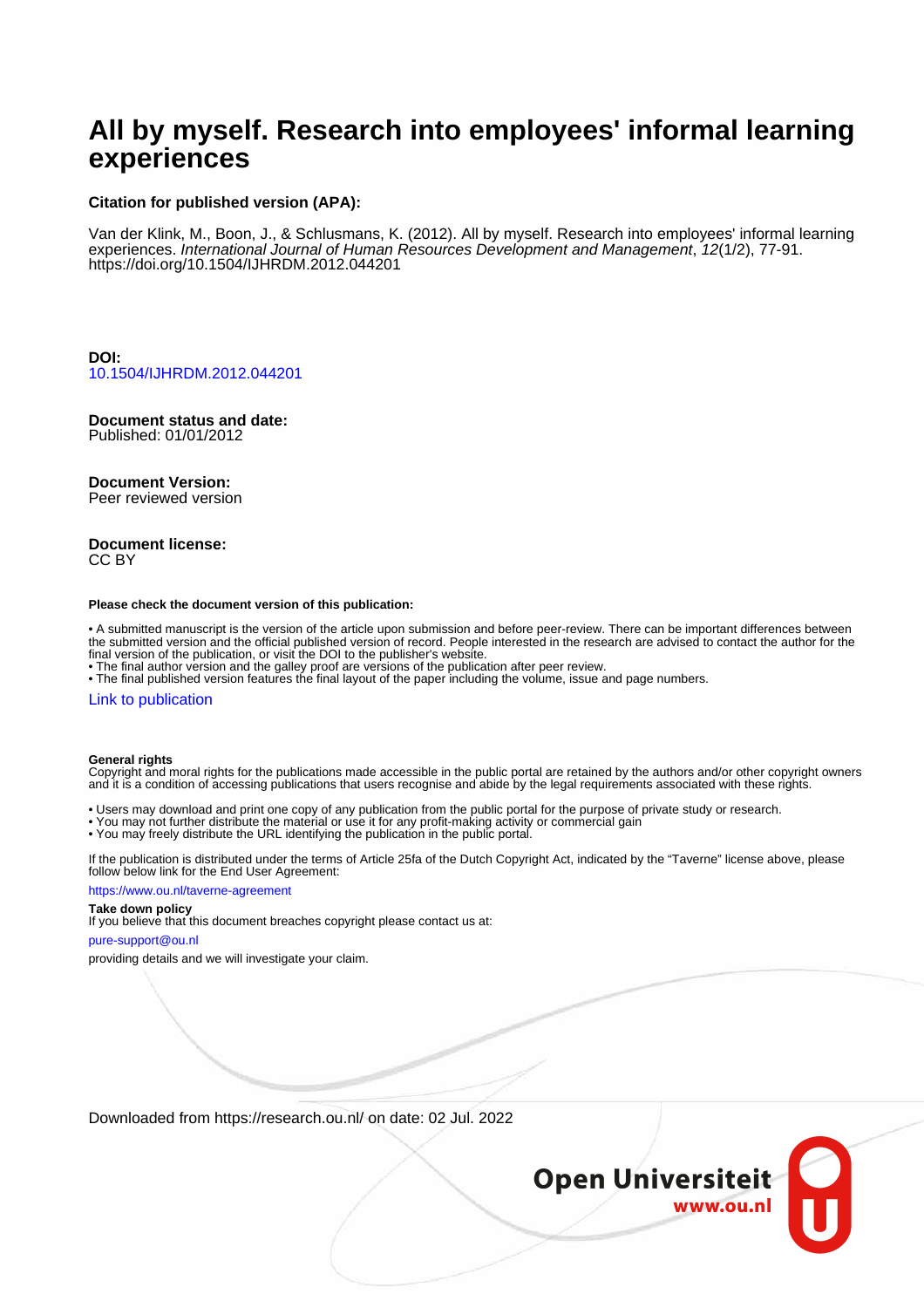# All by myself. Research into employees' informal learning experiences

**Citation for published version (APA):**

Van der Klink, M., Boon, J., & Schlusmans, K. (2012). All by myself. Research into employees' informal learning experiences. *International Journal of Human Resources Development and Management*, *12*(1/2), 77-91. https://doi.org/10.1504/IJHRDM.2012.044201

**DOI:**
10.1504/IJHRDM.2012.044201

**Document status and date:**
Published: 01/01/2012

**Document Version:**
Peer reviewed version

**Document license:**
CC BY

**Please check the document version of this publication:**

• A submitted manuscript is the version of the article upon submission and before peer-review. There can be important differences between the submitted version and the official published version of record. People interested in the research are advised to contact the author for the final version of the publication, or visit the DOI to the publisher's website.
• The final author version and the galley proof are versions of the publication after peer review.
• The final published version features the final layout of the paper including the volume, issue and page numbers.

Link to publication

**General rights**
Copyright and moral rights for the publications made accessible in the public portal are retained by the authors and/or other copyright owners and it is a condition of accessing publications that users recognise and abide by the legal requirements associated with these rights.

• Users may download and print one copy of any publication from the public portal for the purpose of private study or research.
• You may not further distribute the material or use it for any profit-making activity or commercial gain
• You may freely distribute the URL identifying the publication in the public portal.

If the publication is distributed under the terms of Article 25fa of the Dutch Copyright Act, indicated by the "Taverne" license above, please follow below link for the End User Agreement:

https://www.ou.nl/taverne-agreement

**Take down policy**
If you believe that this document breaches copyright please contact us at:

pure-support@ou.nl

providing details and we will investigate your claim.

Downloaded from https://research.ou.nl/ on date: 02 Jul. 2022

Open Universiteit
www.ou.nl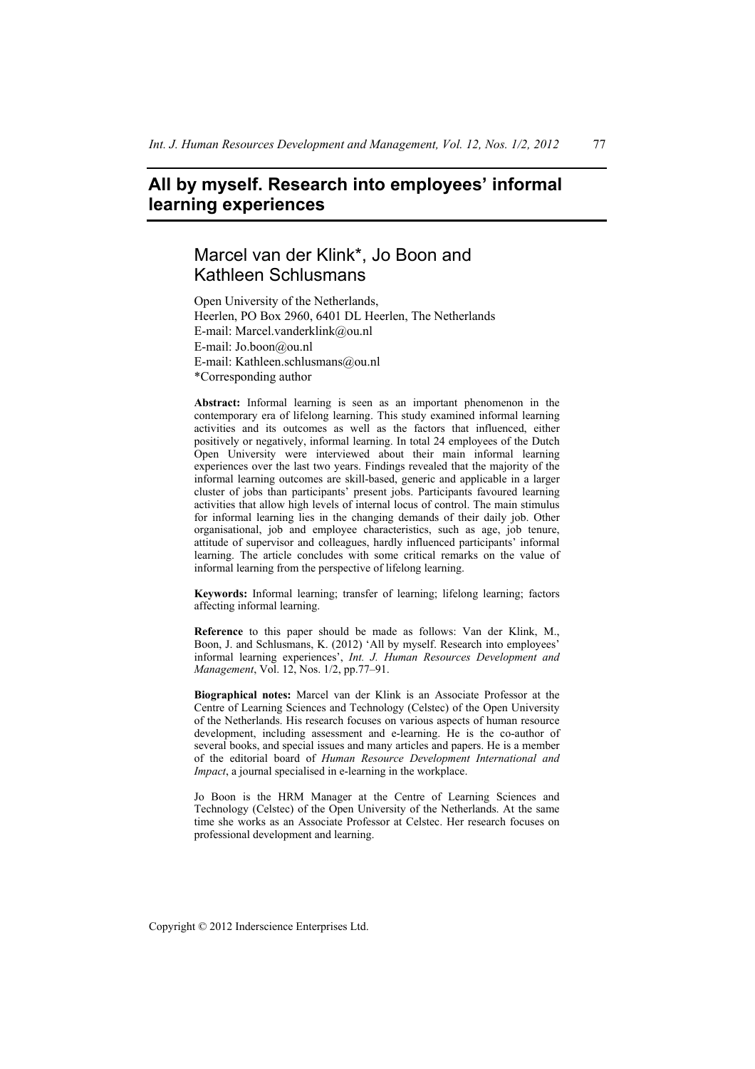# All by myself. Research into employees' informal learning experiences

## Marcel van der Klink*, Jo Boon and Kathleen Schlusmans

Open University of the Netherlands,
Heerlen, PO Box 2960, 6401 DL Heerlen, The Netherlands
E-mail: Marcel.vanderklink@ou.nl
E-mail: Jo.boon@ou.nl
E-mail: Kathleen.schlusmans@ou.nl
*Corresponding author

**Abstract:** Informal learning is seen as an important phenomenon in the contemporary era of lifelong learning. This study examined informal learning activities and its outcomes as well as the factors that influenced, either positively or negatively, informal learning. In total 24 employees of the Dutch Open University were interviewed about their main informal learning experiences over the last two years. Findings revealed that the majority of the informal learning outcomes are skill-based, generic and applicable in a larger cluster of jobs than participants' present jobs. Participants favoured learning activities that allow high levels of internal locus of control. The main stimulus for informal learning lies in the changing demands of their daily job. Other organisational, job and employee characteristics, such as age, job tenure, attitude of supervisor and colleagues, hardly influenced participants' informal learning. The article concludes with some critical remarks on the value of informal learning from the perspective of lifelong learning.

**Keywords:** Informal learning; transfer of learning; lifelong learning; factors affecting informal learning.

**Reference** to this paper should be made as follows: Van der Klink, M., Boon, J. and Schlusmans, K. (2012) 'All by myself. Research into employees' informal learning experiences', *Int. J. Human Resources Development and Management*, Vol. 12, Nos. 1/2, pp.77–91.

**Biographical notes:** Marcel van der Klink is an Associate Professor at the Centre of Learning Sciences and Technology (Celstec) of the Open University of the Netherlands. His research focuses on various aspects of human resource development, including assessment and e-learning. He is the co-author of several books, and special issues and many articles and papers. He is a member of the editorial board of *Human Resource Development International and Impact*, a journal specialised in e-learning in the workplace.

Jo Boon is the HRM Manager at the Centre of Learning Sciences and Technology (Celstec) of the Open University of the Netherlands. At the same time she works as an Associate Professor at Celstec. Her research focuses on professional development and learning.

Copyright © 2012 Inderscience Enterprises Ltd.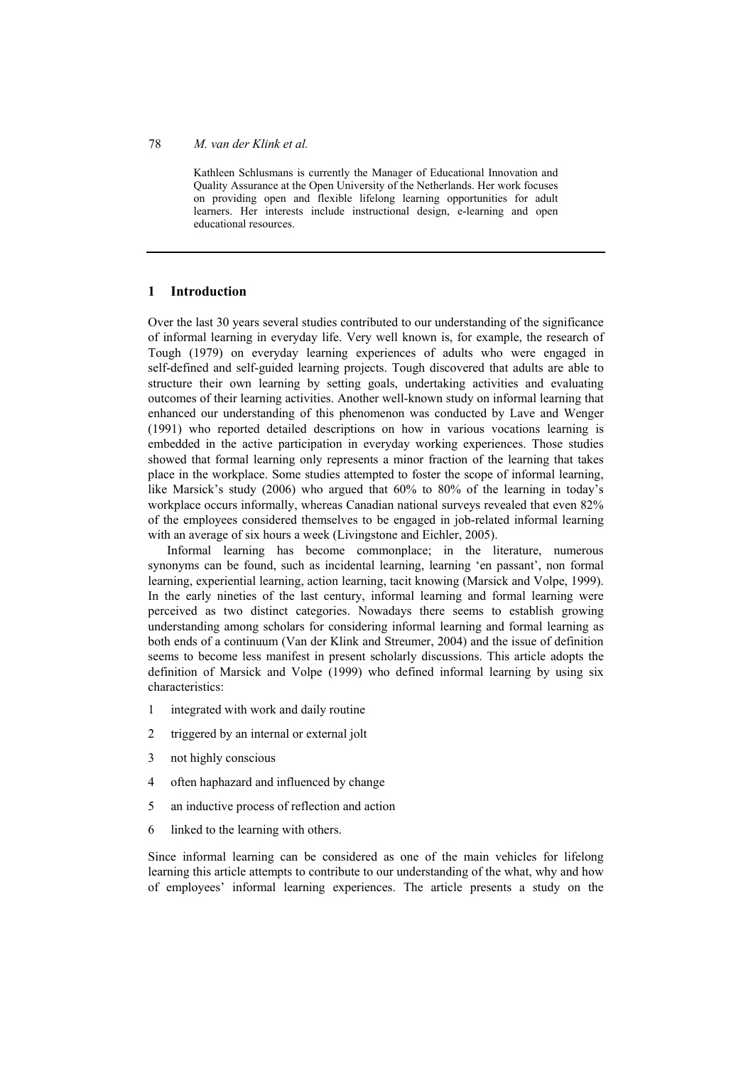Kathleen Schlusmans is currently the Manager of Educational Innovation and Quality Assurance at the Open University of the Netherlands. Her work focuses on providing open and flexible lifelong learning opportunities for adult learners. Her interests include instructional design, e-learning and open educational resources.

## 1 Introduction

Over the last 30 years several studies contributed to our understanding of the significance of informal learning in everyday life. Very well known is, for example, the research of Tough (1979) on everyday learning experiences of adults who were engaged in self-defined and self-guided learning projects. Tough discovered that adults are able to structure their own learning by setting goals, undertaking activities and evaluating outcomes of their learning activities. Another well-known study on informal learning that enhanced our understanding of this phenomenon was conducted by Lave and Wenger (1991) who reported detailed descriptions on how in various vocations learning is embedded in the active participation in everyday working experiences. Those studies showed that formal learning only represents a minor fraction of the learning that takes place in the workplace. Some studies attempted to foster the scope of informal learning, like Marsick's study (2006) who argued that 60% to 80% of the learning in today's workplace occurs informally, whereas Canadian national surveys revealed that even 82% of the employees considered themselves to be engaged in job-related informal learning with an average of six hours a week (Livingstone and Eichler, 2005).

Informal learning has become commonplace; in the literature, numerous synonyms can be found, such as incidental learning, learning 'en passant', non formal learning, experiential learning, action learning, tacit knowing (Marsick and Volpe, 1999). In the early nineties of the last century, informal learning and formal learning were perceived as two distinct categories. Nowadays there seems to establish growing understanding among scholars for considering informal learning and formal learning as both ends of a continuum (Van der Klink and Streumer, 2004) and the issue of definition seems to become less manifest in present scholarly discussions. This article adopts the definition of Marsick and Volpe (1999) who defined informal learning by using six characteristics:

1. integrated with work and daily routine
2. triggered by an internal or external jolt
3. not highly conscious
4. often haphazard and influenced by change
5. an inductive process of reflection and action
6. linked to the learning with others.

Since informal learning can be considered as one of the main vehicles for lifelong learning this article attempts to contribute to our understanding of the what, why and how of employees' informal learning experiences. The article presents a study on the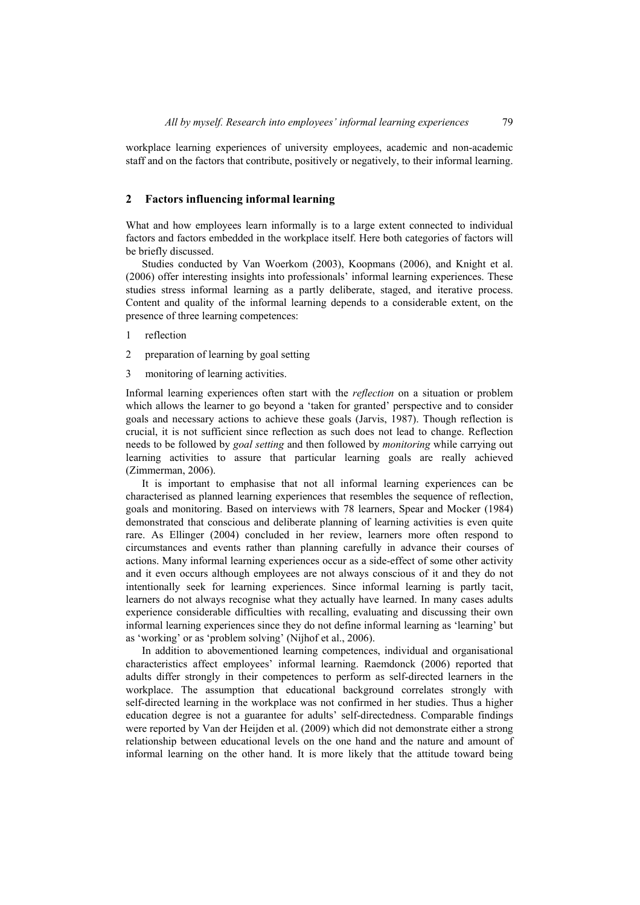workplace learning experiences of university employees, academic and non-academic staff and on the factors that contribute, positively or negatively, to their informal learning.

## 2 Factors influencing informal learning

What and how employees learn informally is to a large extent connected to individual factors and factors embedded in the workplace itself. Here both categories of factors will be briefly discussed.

Studies conducted by Van Woerkom (2003), Koopmans (2006), and Knight et al. (2006) offer interesting insights into professionals' informal learning experiences. These studies stress informal learning as a partly deliberate, staged, and iterative process. Content and quality of the informal learning depends to a considerable extent, on the presence of three learning competences:

1. reflection
2. preparation of learning by goal setting
3. monitoring of learning activities.

Informal learning experiences often start with the *reflection* on a situation or problem which allows the learner to go beyond a 'taken for granted' perspective and to consider goals and necessary actions to achieve these goals (Jarvis, 1987). Though reflection is crucial, it is not sufficient since reflection as such does not lead to change. Reflection needs to be followed by *goal setting* and then followed by *monitoring* while carrying out learning activities to assure that particular learning goals are really achieved (Zimmerman, 2006).

It is important to emphasise that not all informal learning experiences can be characterised as planned learning experiences that resembles the sequence of reflection, goals and monitoring. Based on interviews with 78 learners, Spear and Mocker (1984) demonstrated that conscious and deliberate planning of learning activities is even quite rare. As Ellinger (2004) concluded in her review, learners more often respond to circumstances and events rather than planning carefully in advance their courses of actions. Many informal learning experiences occur as a side-effect of some other activity and it even occurs although employees are not always conscious of it and they do not intentionally seek for learning experiences. Since informal learning is partly tacit, learners do not always recognise what they actually have learned. In many cases adults experience considerable difficulties with recalling, evaluating and discussing their own informal learning experiences since they do not define informal learning as 'learning' but as 'working' or as 'problem solving' (Nijhof et al., 2006).

In addition to abovementioned learning competences, individual and organisational characteristics affect employees' informal learning. Raemdonck (2006) reported that adults differ strongly in their competences to perform as self-directed learners in the workplace. The assumption that educational background correlates strongly with self-directed learning in the workplace was not confirmed in her studies. Thus a higher education degree is not a guarantee for adults' self-directedness. Comparable findings were reported by Van der Heijden et al. (2009) which did not demonstrate either a strong relationship between educational levels on the one hand and the nature and amount of informal learning on the other hand. It is more likely that the attitude toward being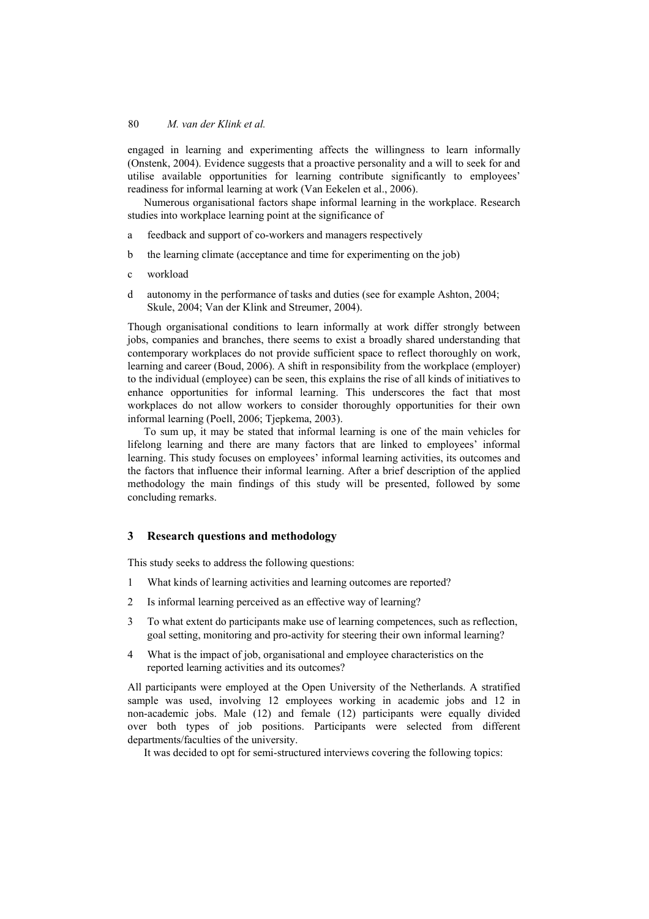engaged in learning and experimenting affects the willingness to learn informally (Onstenk, 2004). Evidence suggests that a proactive personality and a will to seek for and utilise available opportunities for learning contribute significantly to employees' readiness for informal learning at work (Van Eekelen et al., 2006).

Numerous organisational factors shape informal learning in the workplace. Research studies into workplace learning point at the significance of

a feedback and support of co-workers and managers respectively

b the learning climate (acceptance and time for experimenting on the job)

c workload

d autonomy in the performance of tasks and duties (see for example Ashton, 2004; Skule, 2004; Van der Klink and Streumer, 2004).

Though organisational conditions to learn informally at work differ strongly between jobs, companies and branches, there seems to exist a broadly shared understanding that contemporary workplaces do not provide sufficient space to reflect thoroughly on work, learning and career (Boud, 2006). A shift in responsibility from the workplace (employer) to the individual (employee) can be seen, this explains the rise of all kinds of initiatives to enhance opportunities for informal learning. This underscores the fact that most workplaces do not allow workers to consider thoroughly opportunities for their own informal learning (Poell, 2006; Tjepkema, 2003).

To sum up, it may be stated that informal learning is one of the main vehicles for lifelong learning and there are many factors that are linked to employees' informal learning. This study focuses on employees' informal learning activities, its outcomes and the factors that influence their informal learning. After a brief description of the applied methodology the main findings of this study will be presented, followed by some concluding remarks.

## 3 Research questions and methodology

This study seeks to address the following questions:

1. What kinds of learning activities and learning outcomes are reported?
2. Is informal learning perceived as an effective way of learning?
3. To what extent do participants make use of learning competences, such as reflection, goal setting, monitoring and pro-activity for steering their own informal learning?
4. What is the impact of job, organisational and employee characteristics on the reported learning activities and its outcomes?

All participants were employed at the Open University of the Netherlands. A stratified sample was used, involving 12 employees working in academic jobs and 12 in non-academic jobs. Male (12) and female (12) participants were equally divided over both types of job positions. Participants were selected from different departments/faculties of the university.

It was decided to opt for semi-structured interviews covering the following topics: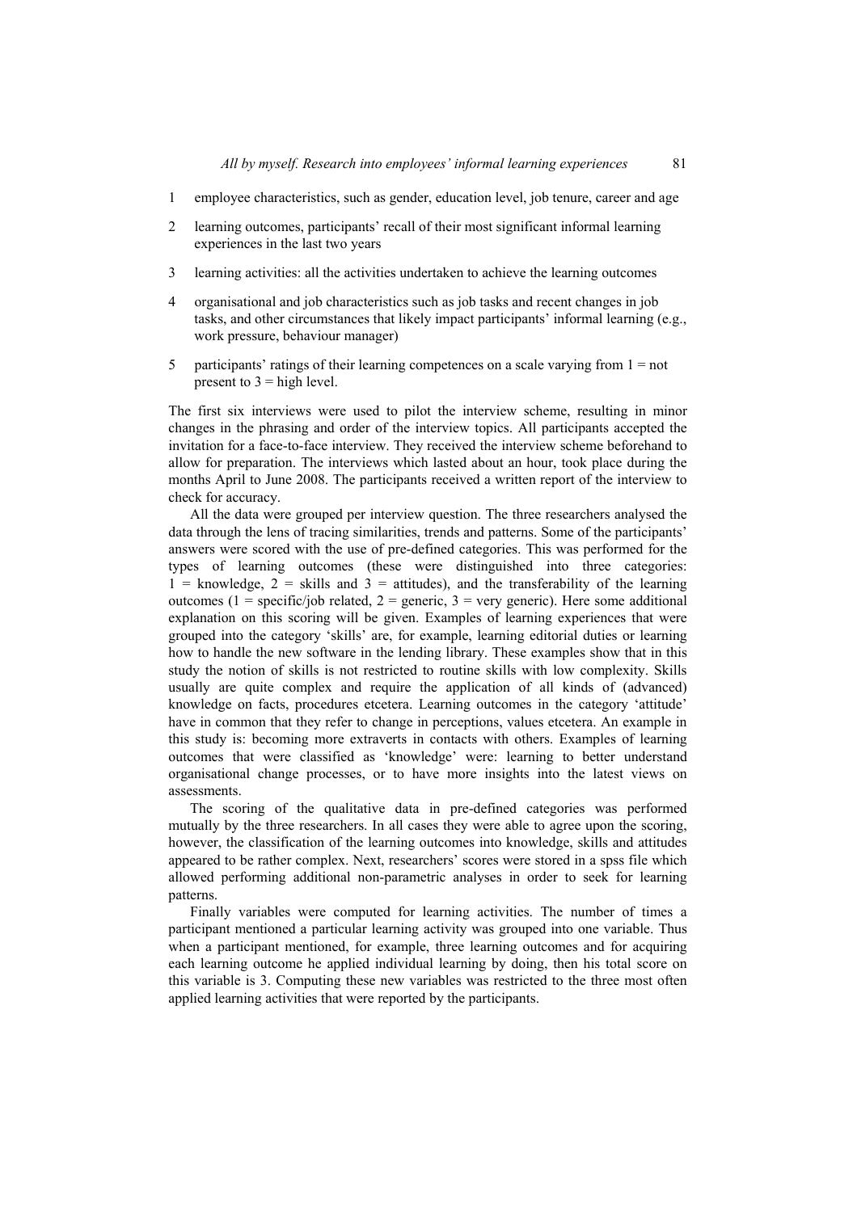1 employee characteristics, such as gender, education level, job tenure, career and age

2 learning outcomes, participants' recall of their most significant informal learning experiences in the last two years

3 learning activities: all the activities undertaken to achieve the learning outcomes

4 organisational and job characteristics such as job tasks and recent changes in job tasks, and other circumstances that likely impact participants' informal learning (e.g., work pressure, behaviour manager)

5 participants' ratings of their learning competences on a scale varying from 1 = not present to 3 = high level.

The first six interviews were used to pilot the interview scheme, resulting in minor changes in the phrasing and order of the interview topics. All participants accepted the invitation for a face-to-face interview. They received the interview scheme beforehand to allow for preparation. The interviews which lasted about an hour, took place during the months April to June 2008. The participants received a written report of the interview to check for accuracy.

All the data were grouped per interview question. The three researchers analysed the data through the lens of tracing similarities, trends and patterns. Some of the participants' answers were scored with the use of pre-defined categories. This was performed for the types of learning outcomes (these were distinguished into three categories: 1 = knowledge, 2 = skills and 3 = attitudes), and the transferability of the learning outcomes (1 = specific/job related, 2 = generic, 3 = very generic). Here some additional explanation on this scoring will be given. Examples of learning experiences that were grouped into the category 'skills' are, for example, learning editorial duties or learning how to handle the new software in the lending library. These examples show that in this study the notion of skills is not restricted to routine skills with low complexity. Skills usually are quite complex and require the application of all kinds of (advanced) knowledge on facts, procedures etcetera. Learning outcomes in the category 'attitude' have in common that they refer to change in perceptions, values etcetera. An example in this study is: becoming more extraverts in contacts with others. Examples of learning outcomes that were classified as 'knowledge' were: learning to better understand organisational change processes, or to have more insights into the latest views on assessments.

The scoring of the qualitative data in pre-defined categories was performed mutually by the three researchers. In all cases they were able to agree upon the scoring, however, the classification of the learning outcomes into knowledge, skills and attitudes appeared to be rather complex. Next, researchers' scores were stored in a spss file which allowed performing additional non-parametric analyses in order to seek for learning patterns.

Finally variables were computed for learning activities. The number of times a participant mentioned a particular learning activity was grouped into one variable. Thus when a participant mentioned, for example, three learning outcomes and for acquiring each learning outcome he applied individual learning by doing, then his total score on this variable is 3. Computing these new variables was restricted to the three most often applied learning activities that were reported by the participants.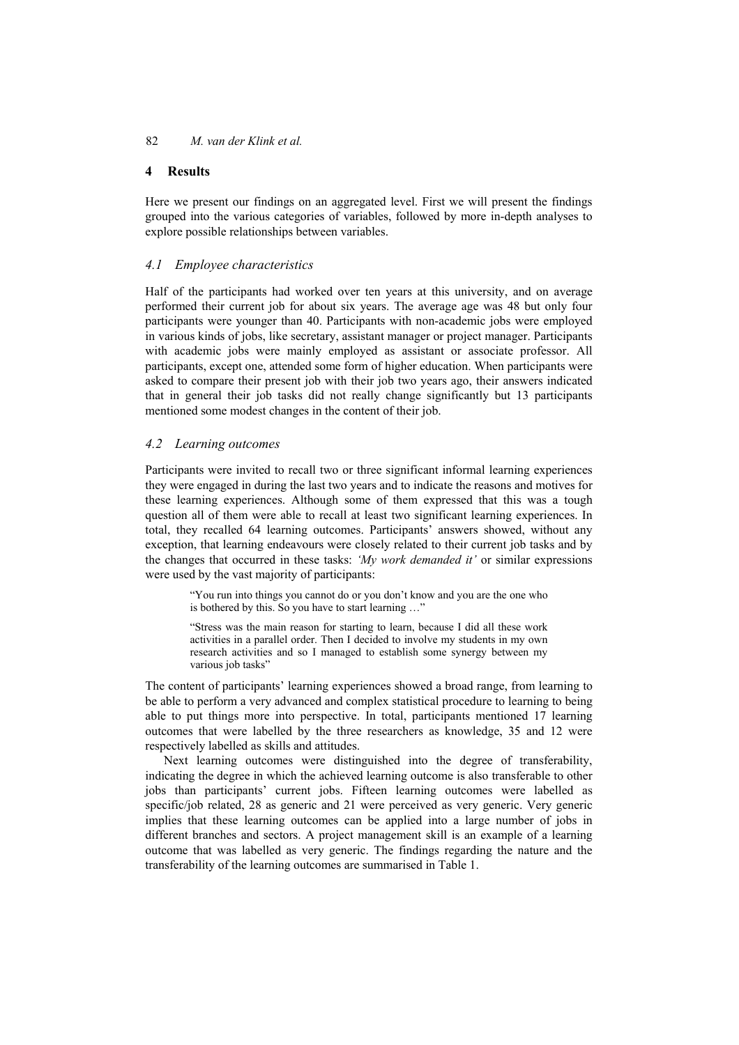## 4 Results

Here we present our findings on an aggregated level. First we will present the findings grouped into the various categories of variables, followed by more in-depth analyses to explore possible relationships between variables.

### *4.1 Employee characteristics*

Half of the participants had worked over ten years at this university, and on average performed their current job for about six years. The average age was 48 but only four participants were younger than 40. Participants with non-academic jobs were employed in various kinds of jobs, like secretary, assistant manager or project manager. Participants with academic jobs were mainly employed as assistant or associate professor. All participants, except one, attended some form of higher education. When participants were asked to compare their present job with their job two years ago, their answers indicated that in general their job tasks did not really change significantly but 13 participants mentioned some modest changes in the content of their job.

### *4.2 Learning outcomes*

Participants were invited to recall two or three significant informal learning experiences they were engaged in during the last two years and to indicate the reasons and motives for these learning experiences. Although some of them expressed that this was a tough question all of them were able to recall at least two significant learning experiences. In total, they recalled 64 learning outcomes. Participants' answers showed, without any exception, that learning endeavours were closely related to their current job tasks and by the changes that occurred in these tasks: *'My work demanded it'* or similar expressions were used by the vast majority of participants:

> "You run into things you cannot do or you don't know and you are the one who is bothered by this. So you have to start learning …"

> "Stress was the main reason for starting to learn, because I did all these work activities in a parallel order. Then I decided to involve my students in my own research activities and so I managed to establish some synergy between my various job tasks"

The content of participants' learning experiences showed a broad range, from learning to be able to perform a very advanced and complex statistical procedure to learning to being able to put things more into perspective. In total, participants mentioned 17 learning outcomes that were labelled by the three researchers as knowledge, 35 and 12 were respectively labelled as skills and attitudes.

Next learning outcomes were distinguished into the degree of transferability, indicating the degree in which the achieved learning outcome is also transferable to other jobs than participants' current jobs. Fifteen learning outcomes were labelled as specific/job related, 28 as generic and 21 were perceived as very generic. Very generic implies that these learning outcomes can be applied into a large number of jobs in different branches and sectors. A project management skill is an example of a learning outcome that was labelled as very generic. The findings regarding the nature and the transferability of the learning outcomes are summarised in Table 1.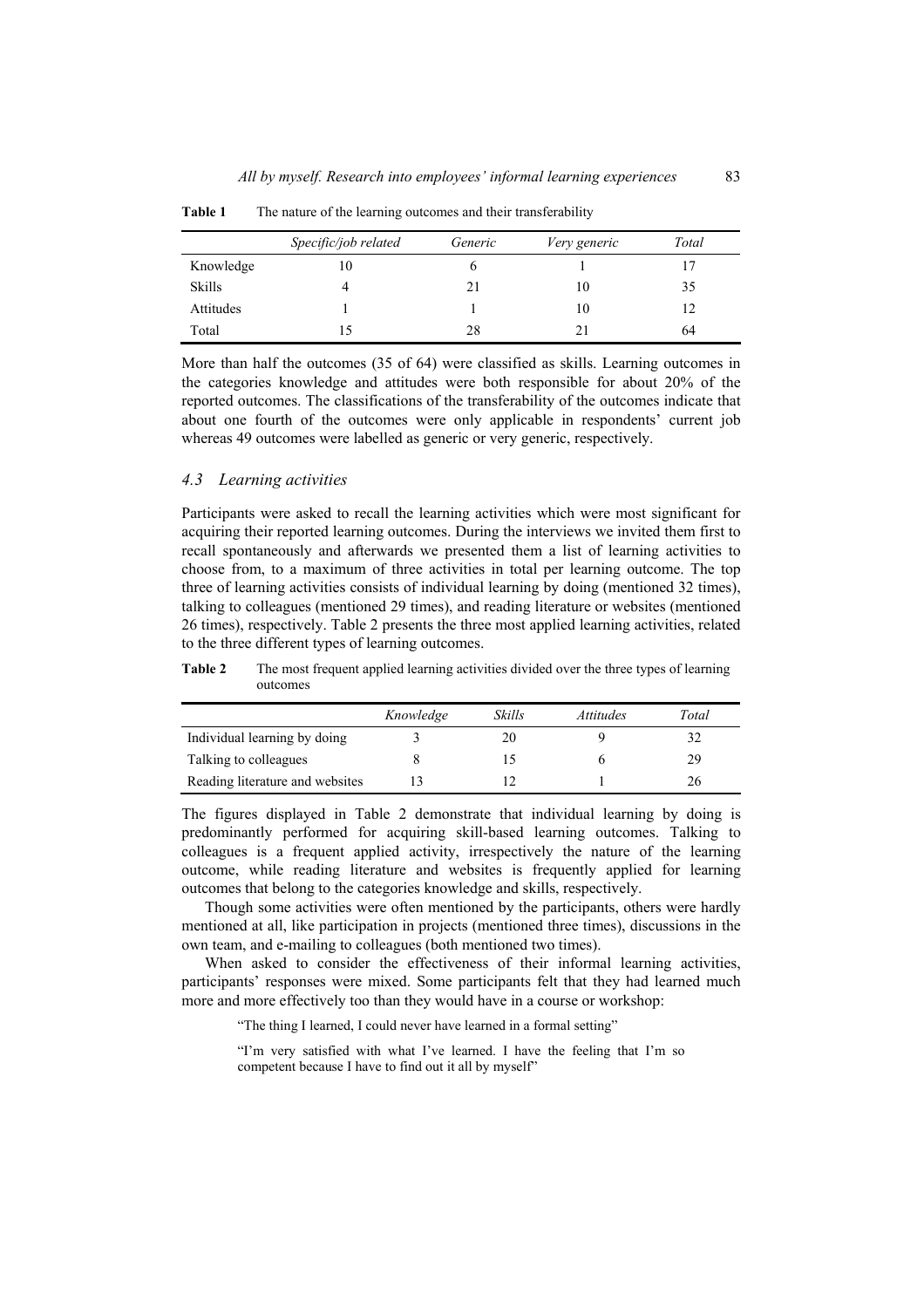**Table 1** The nature of the learning outcomes and their transferability

| | *Specific/job related* | *Generic* | *Very generic* | *Total* |
|---|---|---|---|---|
| Knowledge | 10 | 6 | 1 | 17 |
| Skills | 4 | 21 | 10 | 35 |
| Attitudes | 1 | 1 | 10 | 12 |
| Total | 15 | 28 | 21 | 64 |

More than half the outcomes (35 of 64) were classified as skills. Learning outcomes in the categories knowledge and attitudes were both responsible for about 20% of the reported outcomes. The classifications of the transferability of the outcomes indicate that about one fourth of the outcomes were only applicable in respondents' current job whereas 49 outcomes were labelled as generic or very generic, respectively.

### *4.3 Learning activities*

Participants were asked to recall the learning activities which were most significant for acquiring their reported learning outcomes. During the interviews we invited them first to recall spontaneously and afterwards we presented them a list of learning activities to choose from, to a maximum of three activities in total per learning outcome. The top three of learning activities consists of individual learning by doing (mentioned 32 times), talking to colleagues (mentioned 29 times), and reading literature or websites (mentioned 26 times), respectively. Table 2 presents the three most applied learning activities, related to the three different types of learning outcomes.

**Table 2** The most frequent applied learning activities divided over the three types of learning outcomes

| | *Knowledge* | *Skills* | *Attitudes* | *Total* |
|---|---|---|---|---|
| Individual learning by doing | 3 | 20 | 9 | 32 |
| Talking to colleagues | 8 | 15 | 6 | 29 |
| Reading literature and websites | 13 | 12 | 1 | 26 |

The figures displayed in Table 2 demonstrate that individual learning by doing is predominantly performed for acquiring skill-based learning outcomes. Talking to colleagues is a frequent applied activity, irrespectively the nature of the learning outcome, while reading literature and websites is frequently applied for learning outcomes that belong to the categories knowledge and skills, respectively.

Though some activities were often mentioned by the participants, others were hardly mentioned at all, like participation in projects (mentioned three times), discussions in the own team, and e-mailing to colleagues (both mentioned two times).

When asked to consider the effectiveness of their informal learning activities, participants' responses were mixed. Some participants felt that they had learned much more and more effectively too than they would have in a course or workshop:

> "The thing I learned, I could never have learned in a formal setting"
>
> "I'm very satisfied with what I've learned. I have the feeling that I'm so competent because I have to find out it all by myself"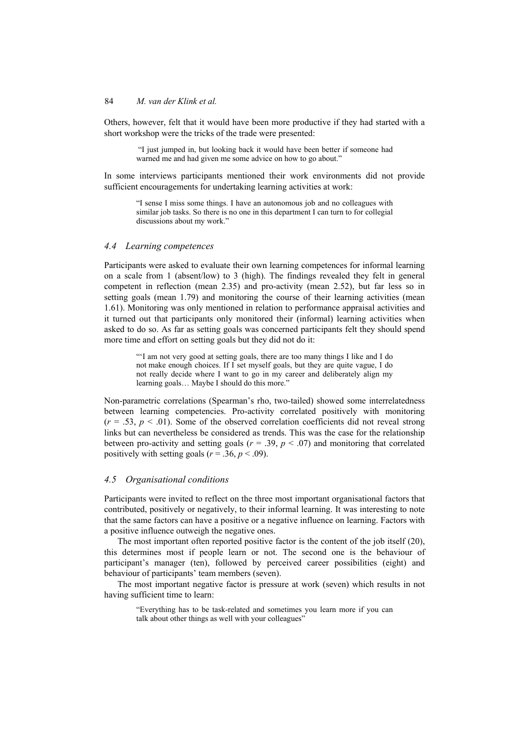Others, however, felt that it would have been more productive if they had started with a short workshop were the tricks of the trade were presented:

> "I just jumped in, but looking back it would have been better if someone had warned me and had given me some advice on how to go about."

In some interviews participants mentioned their work environments did not provide sufficient encouragements for undertaking learning activities at work:

> "I sense I miss some things. I have an autonomous job and no colleagues with similar job tasks. So there is no one in this department I can turn to for collegial discussions about my work."

### *4.4 Learning competences*

Participants were asked to evaluate their own learning competences for informal learning on a scale from 1 (absent/low) to 3 (high). The findings revealed they felt in general competent in reflection (mean 2.35) and pro-activity (mean 2.52), but far less so in setting goals (mean 1.79) and monitoring the course of their learning activities (mean 1.61). Monitoring was only mentioned in relation to performance appraisal activities and it turned out that participants only monitored their (informal) learning activities when asked to do so. As far as setting goals was concerned participants felt they should spend more time and effort on setting goals but they did not do it:

> "'I am not very good at setting goals, there are too many things I like and I do not make enough choices. If I set myself goals, but they are quite vague, I do not really decide where I want to go in my career and deliberately align my learning goals… Maybe I should do this more."

Non-parametric correlations (Spearman's rho, two-tailed) showed some interrelatedness between learning competencies. Pro-activity correlated positively with monitoring ($r = .53$, $p < .01$). Some of the observed correlation coefficients did not reveal strong links but can nevertheless be considered as trends. This was the case for the relationship between pro-activity and setting goals ($r = .39$, $p < .07$) and monitoring that correlated positively with setting goals ($r = .36$, $p < .09$).

### *4.5 Organisational conditions*

Participants were invited to reflect on the three most important organisational factors that contributed, positively or negatively, to their informal learning. It was interesting to note that the same factors can have a positive or a negative influence on learning. Factors with a positive influence outweigh the negative ones.

The most important often reported positive factor is the content of the job itself (20), this determines most if people learn or not. The second one is the behaviour of participant's manager (ten), followed by perceived career possibilities (eight) and behaviour of participants' team members (seven).

The most important negative factor is pressure at work (seven) which results in not having sufficient time to learn:

> "Everything has to be task-related and sometimes you learn more if you can talk about other things as well with your colleagues"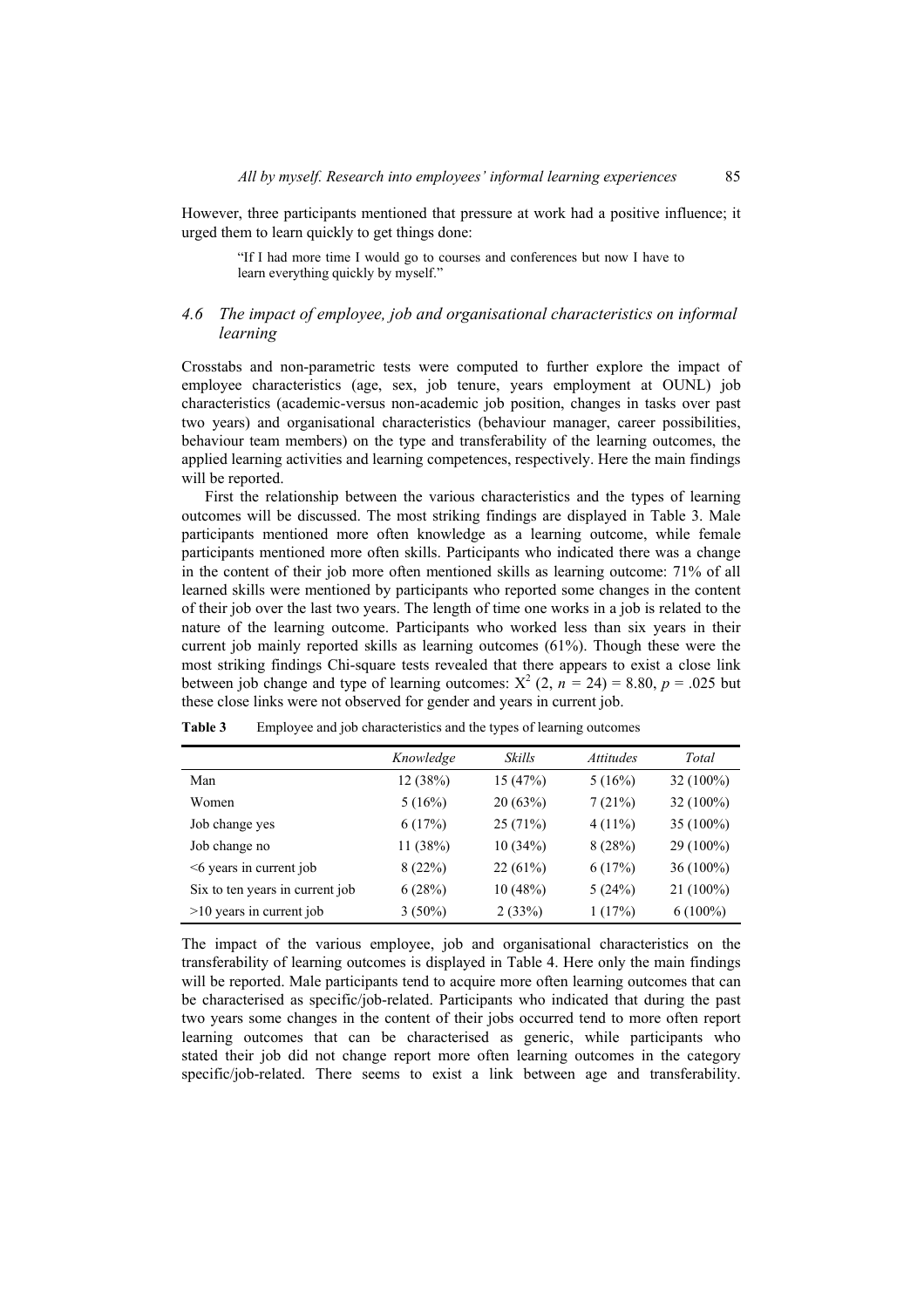However, three participants mentioned that pressure at work had a positive influence; it urged them to learn quickly to get things done:

> "If I had more time I would go to courses and conferences but now I have to learn everything quickly by myself."

### *4.6 The impact of employee, job and organisational characteristics on informal learning*

Crosstabs and non-parametric tests were computed to further explore the impact of employee characteristics (age, sex, job tenure, years employment at OUNL) job characteristics (academic-versus non-academic job position, changes in tasks over past two years) and organisational characteristics (behaviour manager, career possibilities, behaviour team members) on the type and transferability of the learning outcomes, the applied learning activities and learning competences, respectively. Here the main findings will be reported.

First the relationship between the various characteristics and the types of learning outcomes will be discussed. The most striking findings are displayed in Table 3. Male participants mentioned more often knowledge as a learning outcome, while female participants mentioned more often skills. Participants who indicated there was a change in the content of their job more often mentioned skills as learning outcome: 71% of all learned skills were mentioned by participants who reported some changes in the content of their job over the last two years. The length of time one works in a job is related to the nature of the learning outcome. Participants who worked less than six years in their current job mainly reported skills as learning outcomes (61%). Though these were the most striking findings Chi-square tests revealed that there appears to exist a close link between job change and type of learning outcomes: $X^2$ (2, $n$ = 24) = 8.80, $p$ = .025 but these close links were not observed for gender and years in current job.

**Table 3** Employee and job characteristics and the types of learning outcomes

| | *Knowledge* | *Skills* | *Attitudes* | *Total* |
|---|---|---|---|---|
| Man | 12 (38%) | 15 (47%) | 5 (16%) | 32 (100%) |
| Women | 5 (16%) | 20 (63%) | 7 (21%) | 32 (100%) |
| Job change yes | 6 (17%) | 25 (71%) | 4 (11%) | 35 (100%) |
| Job change no | 11 (38%) | 10 (34%) | 8 (28%) | 29 (100%) |
| <6 years in current job | 8 (22%) | 22 (61%) | 6 (17%) | 36 (100%) |
| Six to ten years in current job | 6 (28%) | 10 (48%) | 5 (24%) | 21 (100%) |
| >10 years in current job | 3 (50%) | 2 (33%) | 1 (17%) | 6 (100%) |

The impact of the various employee, job and organisational characteristics on the transferability of learning outcomes is displayed in Table 4. Here only the main findings will be reported. Male participants tend to acquire more often learning outcomes that can be characterised as specific/job-related. Participants who indicated that during the past two years some changes in the content of their jobs occurred tend to more often report learning outcomes that can be characterised as generic, while participants who stated their job did not change report more often learning outcomes in the category specific/job-related. There seems to exist a link between age and transferability.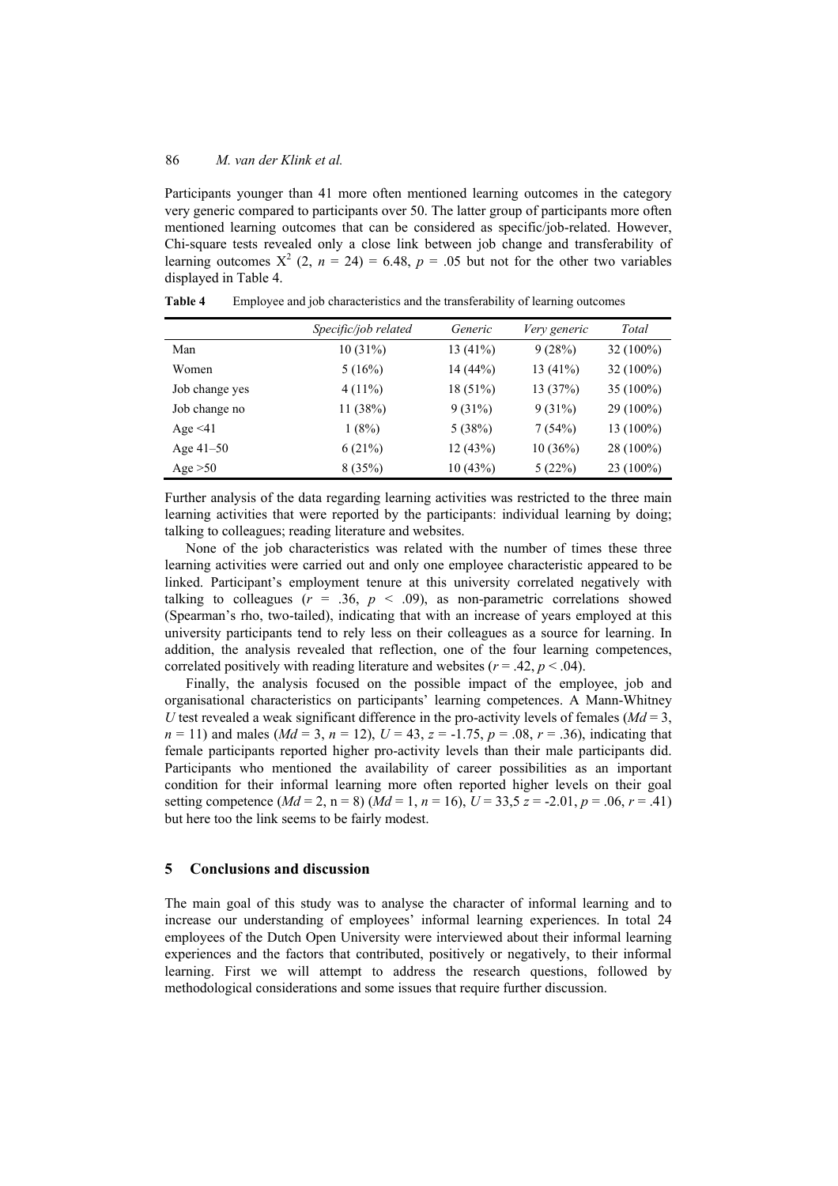Participants younger than 41 more often mentioned learning outcomes in the category very generic compared to participants over 50. The latter group of participants more often mentioned learning outcomes that can be considered as specific/job-related. However, Chi-square tests revealed only a close link between job change and transferability of learning outcomes $X^2$ (2, *n* = 24) = 6.48, *p* = .05 but not for the other two variables displayed in Table 4.

**Table 4** Employee and job characteristics and the transferability of learning outcomes

| | *Specific/job related* | *Generic* | *Very generic* | *Total* |
|---|---|---|---|---|
| Man | 10 (31%) | 13 (41%) | 9 (28%) | 32 (100%) |
| Women | 5 (16%) | 14 (44%) | 13 (41%) | 32 (100%) |
| Job change yes | 4 (11%) | 18 (51%) | 13 (37%) | 35 (100%) |
| Job change no | 11 (38%) | 9 (31%) | 9 (31%) | 29 (100%) |
| Age <41 | 1 (8%) | 5 (38%) | 7 (54%) | 13 (100%) |
| Age 41–50 | 6 (21%) | 12 (43%) | 10 (36%) | 28 (100%) |
| Age >50 | 8 (35%) | 10 (43%) | 5 (22%) | 23 (100%) |

Further analysis of the data regarding learning activities was restricted to the three main learning activities that were reported by the participants: individual learning by doing; talking to colleagues; reading literature and websites.

None of the job characteristics was related with the number of times these three learning activities were carried out and only one employee characteristic appeared to be linked. Participant's employment tenure at this university correlated negatively with talking to colleagues (*r* = .36, *p* < .09), as non-parametric correlations showed (Spearman's rho, two-tailed), indicating that with an increase of years employed at this university participants tend to rely less on their colleagues as a source for learning. In addition, the analysis revealed that reflection, one of the four learning competences, correlated positively with reading literature and websites (*r* = .42, *p* < .04).

Finally, the analysis focused on the possible impact of the employee, job and organisational characteristics on participants' learning competences. A Mann-Whitney *U* test revealed a weak significant difference in the pro-activity levels of females (*Md* = 3, *n* = 11) and males (*Md* = 3, *n* = 12), *U* = 43, *z* = -1.75, *p* = .08, *r* = .36), indicating that female participants reported higher pro-activity levels than their male participants did. Participants who mentioned the availability of career possibilities as an important condition for their informal learning more often reported higher levels on their goal setting competence (*Md* = 2, n = 8) (*Md* = 1, *n* = 16), *U* = 33,5 *z* = -2.01, *p* = .06, *r* = .41) but here too the link seems to be fairly modest.

## 5 Conclusions and discussion

The main goal of this study was to analyse the character of informal learning and to increase our understanding of employees' informal learning experiences. In total 24 employees of the Dutch Open University were interviewed about their informal learning experiences and the factors that contributed, positively or negatively, to their informal learning. First we will attempt to address the research questions, followed by methodological considerations and some issues that require further discussion.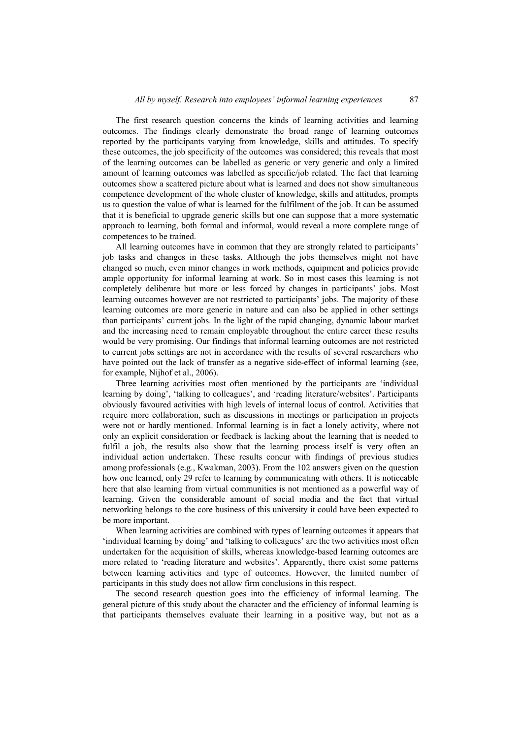The first research question concerns the kinds of learning activities and learning outcomes. The findings clearly demonstrate the broad range of learning outcomes reported by the participants varying from knowledge, skills and attitudes. To specify these outcomes, the job specificity of the outcomes was considered; this reveals that most of the learning outcomes can be labelled as generic or very generic and only a limited amount of learning outcomes was labelled as specific/job related. The fact that learning outcomes show a scattered picture about what is learned and does not show simultaneous competence development of the whole cluster of knowledge, skills and attitudes, prompts us to question the value of what is learned for the fulfilment of the job. It can be assumed that it is beneficial to upgrade generic skills but one can suppose that a more systematic approach to learning, both formal and informal, would reveal a more complete range of competences to be trained.

All learning outcomes have in common that they are strongly related to participants' job tasks and changes in these tasks. Although the jobs themselves might not have changed so much, even minor changes in work methods, equipment and policies provide ample opportunity for informal learning at work. So in most cases this learning is not completely deliberate but more or less forced by changes in participants' jobs. Most learning outcomes however are not restricted to participants' jobs. The majority of these learning outcomes are more generic in nature and can also be applied in other settings than participants' current jobs. In the light of the rapid changing, dynamic labour market and the increasing need to remain employable throughout the entire career these results would be very promising. Our findings that informal learning outcomes are not restricted to current jobs settings are not in accordance with the results of several researchers who have pointed out the lack of transfer as a negative side-effect of informal learning (see, for example, Nijhof et al., 2006).

Three learning activities most often mentioned by the participants are 'individual learning by doing', 'talking to colleagues', and 'reading literature/websites'. Participants obviously favoured activities with high levels of internal locus of control. Activities that require more collaboration, such as discussions in meetings or participation in projects were not or hardly mentioned. Informal learning is in fact a lonely activity, where not only an explicit consideration or feedback is lacking about the learning that is needed to fulfil a job, the results also show that the learning process itself is very often an individual action undertaken. These results concur with findings of previous studies among professionals (e.g., Kwakman, 2003). From the 102 answers given on the question how one learned, only 29 refer to learning by communicating with others. It is noticeable here that also learning from virtual communities is not mentioned as a powerful way of learning. Given the considerable amount of social media and the fact that virtual networking belongs to the core business of this university it could have been expected to be more important.

When learning activities are combined with types of learning outcomes it appears that 'individual learning by doing' and 'talking to colleagues' are the two activities most often undertaken for the acquisition of skills, whereas knowledge-based learning outcomes are more related to 'reading literature and websites'. Apparently, there exist some patterns between learning activities and type of outcomes. However, the limited number of participants in this study does not allow firm conclusions in this respect.

The second research question goes into the efficiency of informal learning. The general picture of this study about the character and the efficiency of informal learning is that participants themselves evaluate their learning in a positive way, but not as a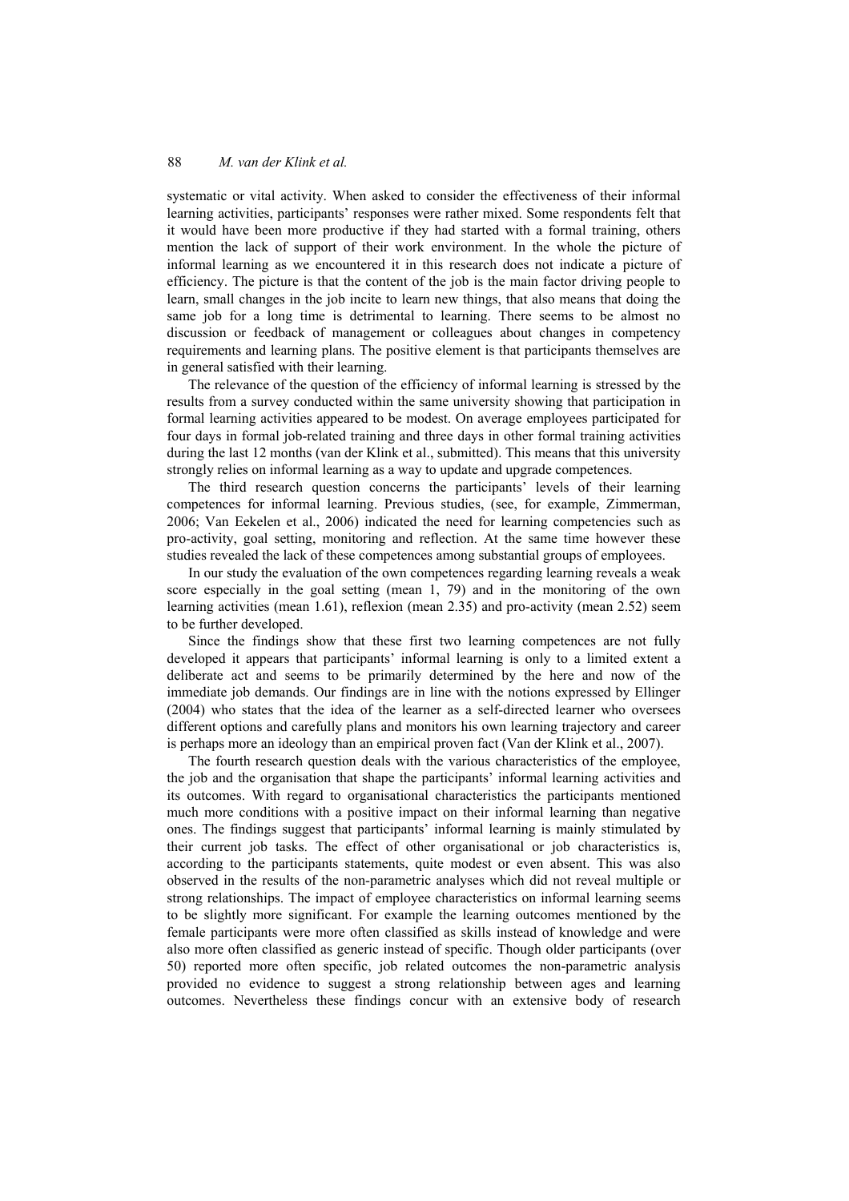systematic or vital activity. When asked to consider the effectiveness of their informal learning activities, participants' responses were rather mixed. Some respondents felt that it would have been more productive if they had started with a formal training, others mention the lack of support of their work environment. In the whole the picture of informal learning as we encountered it in this research does not indicate a picture of efficiency. The picture is that the content of the job is the main factor driving people to learn, small changes in the job incite to learn new things, that also means that doing the same job for a long time is detrimental to learning. There seems to be almost no discussion or feedback of management or colleagues about changes in competency requirements and learning plans. The positive element is that participants themselves are in general satisfied with their learning.

The relevance of the question of the efficiency of informal learning is stressed by the results from a survey conducted within the same university showing that participation in formal learning activities appeared to be modest. On average employees participated for four days in formal job-related training and three days in other formal training activities during the last 12 months (van der Klink et al., submitted). This means that this university strongly relies on informal learning as a way to update and upgrade competences.

The third research question concerns the participants' levels of their learning competences for informal learning. Previous studies, (see, for example, Zimmerman, 2006; Van Eekelen et al., 2006) indicated the need for learning competencies such as pro-activity, goal setting, monitoring and reflection. At the same time however these studies revealed the lack of these competences among substantial groups of employees.

In our study the evaluation of the own competences regarding learning reveals a weak score especially in the goal setting (mean 1, 79) and in the monitoring of the own learning activities (mean 1.61), reflexion (mean 2.35) and pro-activity (mean 2.52) seem to be further developed.

Since the findings show that these first two learning competences are not fully developed it appears that participants' informal learning is only to a limited extent a deliberate act and seems to be primarily determined by the here and now of the immediate job demands. Our findings are in line with the notions expressed by Ellinger (2004) who states that the idea of the learner as a self-directed learner who oversees different options and carefully plans and monitors his own learning trajectory and career is perhaps more an ideology than an empirical proven fact (Van der Klink et al., 2007).

The fourth research question deals with the various characteristics of the employee, the job and the organisation that shape the participants' informal learning activities and its outcomes. With regard to organisational characteristics the participants mentioned much more conditions with a positive impact on their informal learning than negative ones. The findings suggest that participants' informal learning is mainly stimulated by their current job tasks. The effect of other organisational or job characteristics is, according to the participants statements, quite modest or even absent. This was also observed in the results of the non-parametric analyses which did not reveal multiple or strong relationships. The impact of employee characteristics on informal learning seems to be slightly more significant. For example the learning outcomes mentioned by the female participants were more often classified as skills instead of knowledge and were also more often classified as generic instead of specific. Though older participants (over 50) reported more often specific, job related outcomes the non-parametric analysis provided no evidence to suggest a strong relationship between ages and learning outcomes. Nevertheless these findings concur with an extensive body of research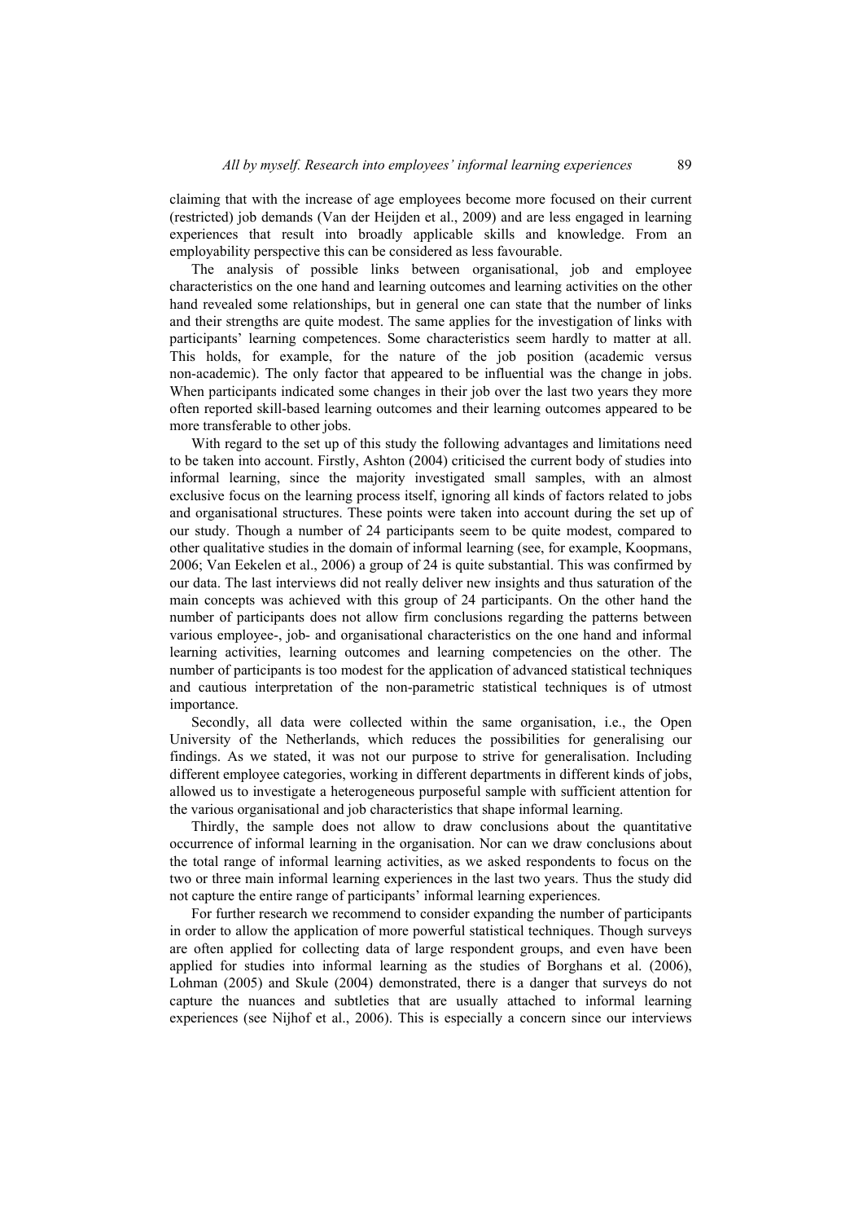claiming that with the increase of age employees become more focused on their current (restricted) job demands (Van der Heijden et al., 2009) and are less engaged in learning experiences that result into broadly applicable skills and knowledge. From an employability perspective this can be considered as less favourable.

The analysis of possible links between organisational, job and employee characteristics on the one hand and learning outcomes and learning activities on the other hand revealed some relationships, but in general one can state that the number of links and their strengths are quite modest. The same applies for the investigation of links with participants' learning competences. Some characteristics seem hardly to matter at all. This holds, for example, for the nature of the job position (academic versus non-academic). The only factor that appeared to be influential was the change in jobs. When participants indicated some changes in their job over the last two years they more often reported skill-based learning outcomes and their learning outcomes appeared to be more transferable to other jobs.

With regard to the set up of this study the following advantages and limitations need to be taken into account. Firstly, Ashton (2004) criticised the current body of studies into informal learning, since the majority investigated small samples, with an almost exclusive focus on the learning process itself, ignoring all kinds of factors related to jobs and organisational structures. These points were taken into account during the set up of our study. Though a number of 24 participants seem to be quite modest, compared to other qualitative studies in the domain of informal learning (see, for example, Koopmans, 2006; Van Eekelen et al., 2006) a group of 24 is quite substantial. This was confirmed by our data. The last interviews did not really deliver new insights and thus saturation of the main concepts was achieved with this group of 24 participants. On the other hand the number of participants does not allow firm conclusions regarding the patterns between various employee-, job- and organisational characteristics on the one hand and informal learning activities, learning outcomes and learning competencies on the other. The number of participants is too modest for the application of advanced statistical techniques and cautious interpretation of the non-parametric statistical techniques is of utmost importance.

Secondly, all data were collected within the same organisation, i.e., the Open University of the Netherlands, which reduces the possibilities for generalising our findings. As we stated, it was not our purpose to strive for generalisation. Including different employee categories, working in different departments in different kinds of jobs, allowed us to investigate a heterogeneous purposeful sample with sufficient attention for the various organisational and job characteristics that shape informal learning.

Thirdly, the sample does not allow to draw conclusions about the quantitative occurrence of informal learning in the organisation. Nor can we draw conclusions about the total range of informal learning activities, as we asked respondents to focus on the two or three main informal learning experiences in the last two years. Thus the study did not capture the entire range of participants' informal learning experiences.

For further research we recommend to consider expanding the number of participants in order to allow the application of more powerful statistical techniques. Though surveys are often applied for collecting data of large respondent groups, and even have been applied for studies into informal learning as the studies of Borghans et al. (2006), Lohman (2005) and Skule (2004) demonstrated, there is a danger that surveys do not capture the nuances and subtleties that are usually attached to informal learning experiences (see Nijhof et al., 2006). This is especially a concern since our interviews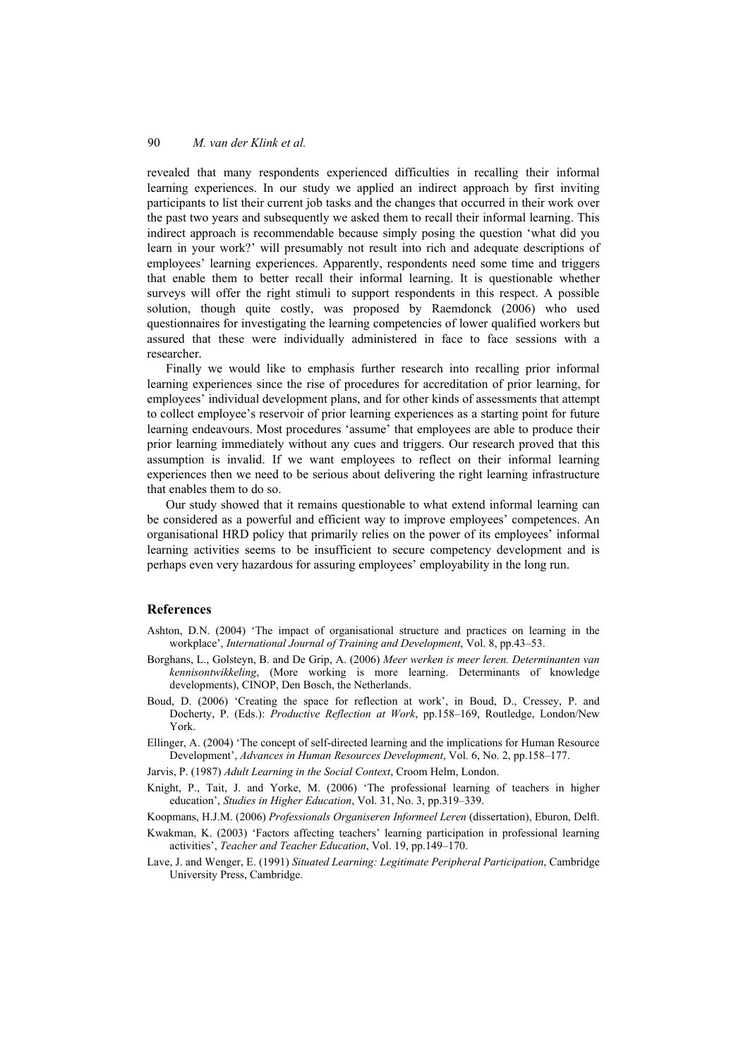revealed that many respondents experienced difficulties in recalling their informal learning experiences. In our study we applied an indirect approach by first inviting participants to list their current job tasks and the changes that occurred in their work over the past two years and subsequently we asked them to recall their informal learning. This indirect approach is recommendable because simply posing the question 'what did you learn in your work?' will presumably not result into rich and adequate descriptions of employees' learning experiences. Apparently, respondents need some time and triggers that enable them to better recall their informal learning. It is questionable whether surveys will offer the right stimuli to support respondents in this respect. A possible solution, though quite costly, was proposed by Raemdonck (2006) who used questionnaires for investigating the learning competencies of lower qualified workers but assured that these were individually administered in face to face sessions with a researcher.

Finally we would like to emphasis further research into recalling prior informal learning experiences since the rise of procedures for accreditation of prior learning, for employees' individual development plans, and for other kinds of assessments that attempt to collect employee's reservoir of prior learning experiences as a starting point for future learning endeavours. Most procedures 'assume' that employees are able to produce their prior learning immediately without any cues and triggers. Our research proved that this assumption is invalid. If we want employees to reflect on their informal learning experiences then we need to be serious about delivering the right learning infrastructure that enables them to do so.

Our study showed that it remains questionable to what extend informal learning can be considered as a powerful and efficient way to improve employees' competences. An organisational HRD policy that primarily relies on the power of its employees' informal learning activities seems to be insufficient to secure competency development and is perhaps even very hazardous for assuring employees' employability in the long run.

## References

Ashton, D.N. (2004) 'The impact of organisational structure and practices on learning in the workplace', *International Journal of Training and Development*, Vol. 8, pp.43–53.

Borghans, L., Golsteyn, B. and De Grip, A. (2006) *Meer werken is meer leren. Determinanten van kennisontwikkeling*, (More working is more learning. Determinants of knowledge developments), CINOP, Den Bosch, the Netherlands.

Boud, D. (2006) 'Creating the space for reflection at work', in Boud, D., Cressey, P. and Docherty, P. (Eds.): *Productive Reflection at Work*, pp.158–169, Routledge, London/New York.

Ellinger, A. (2004) 'The concept of self-directed learning and the implications for Human Resource Development', *Advances in Human Resources Development*, Vol. 6, No. 2, pp.158–177.

Jarvis, P. (1987) *Adult Learning in the Social Context*, Croom Helm, London.

Knight, P., Tait, J. and Yorke, M. (2006) 'The professional learning of teachers in higher education', *Studies in Higher Education*, Vol. 31, No. 3, pp.319–339.

Koopmans, H.J.M. (2006) *Professionals Organiseren Informeel Leren* (dissertation), Eburon, Delft.

Kwakman, K. (2003) 'Factors affecting teachers' learning participation in professional learning activities', *Teacher and Teacher Education*, Vol. 19, pp.149–170.

Lave, J. and Wenger, E. (1991) *Situated Learning: Legitimate Peripheral Participation*, Cambridge University Press, Cambridge.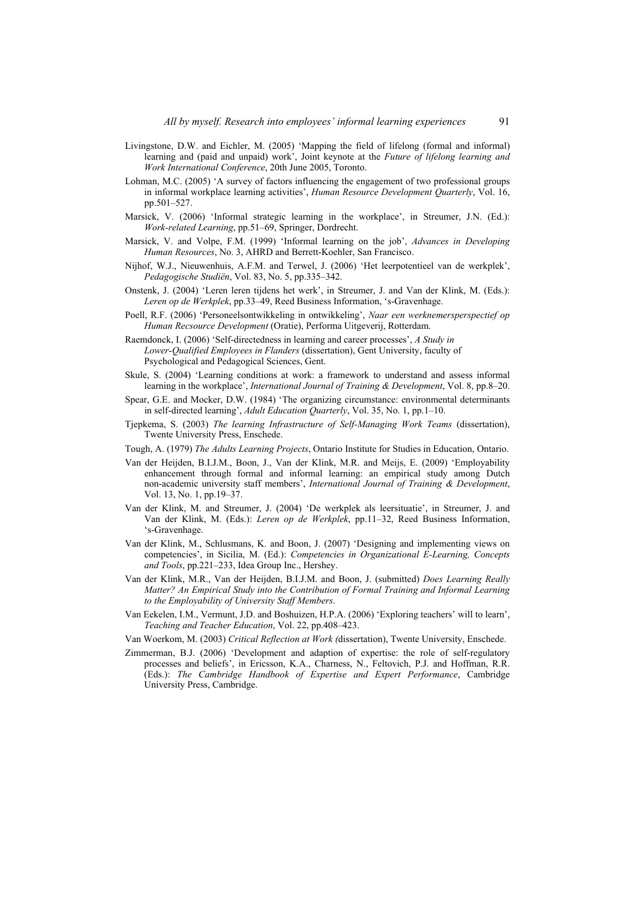Livingstone, D.W. and Eichler, M. (2005) 'Mapping the field of lifelong (formal and informal) learning and (paid and unpaid) work', Joint keynote at the *Future of lifelong learning and Work International Conference*, 20th June 2005, Toronto.

Lohman, M.C. (2005) 'A survey of factors influencing the engagement of two professional groups in informal workplace learning activities', *Human Resource Development Quarterly*, Vol. 16, pp.501–527.

Marsick, V. (2006) 'Informal strategic learning in the workplace', in Streumer, J.N. (Ed.): *Work-related Learning*, pp.51–69, Springer, Dordrecht.

Marsick, V. and Volpe, F.M. (1999) 'Informal learning on the job', *Advances in Developing Human Resources*, No. 3, AHRD and Berrett-Koehler, San Francisco.

Nijhof, W.J., Nieuwenhuis, A.F.M. and Terwel, J. (2006) 'Het leerpotentieel van de werkplek', *Pedagogische Studiën*, Vol. 83, No. 5, pp.335–342.

Onstenk, J. (2004) 'Leren leren tijdens het werk', in Streumer, J. and Van der Klink, M. (Eds.): *Leren op de Werkplek*, pp.33–49, Reed Business Information, 's-Gravenhage.

Poell, R.F. (2006) 'Personeelsontwikkeling in ontwikkeling', *Naar een werknemersperspectief op Human Recsource Development* (Oratie), Performa Uitgeverij, Rotterdam.

Raemdonck, I. (2006) 'Self-directedness in learning and career processes', *A Study in Lower-Qualified Employees in Flanders* (dissertation), Gent University, faculty of Psychological and Pedagogical Sciences, Gent.

Skule, S. (2004) 'Learning conditions at work: a framework to understand and assess informal learning in the workplace', *International Journal of Training & Development*, Vol. 8, pp.8–20.

Spear, G.E. and Mocker, D.W. (1984) 'The organizing circumstance: environmental determinants in self-directed learning', *Adult Education Quarterly*, Vol. 35, No. 1, pp.1–10.

Tjepkema, S. (2003) *The learning Infrastructure of Self-Managing Work Teams* (dissertation), Twente University Press, Enschede.

Tough, A. (1979) *The Adults Learning Projects*, Ontario Institute for Studies in Education, Ontario.

Van der Heijden, B.I.J.M., Boon, J., Van der Klink, M.R. and Meijs, E. (2009) 'Employability enhancement through formal and informal learning: an empirical study among Dutch non-academic university staff members', *International Journal of Training & Development*, Vol. 13, No. 1, pp.19–37.

Van der Klink, M. and Streumer, J. (2004) 'De werkplek als leersituatie', in Streumer, J. and Van der Klink, M. (Eds.): *Leren op de Werkplek*, pp.11–32, Reed Business Information, 's-Gravenhage.

Van der Klink, M., Schlusmans, K. and Boon, J. (2007) 'Designing and implementing views on competencies', in Sicilia, M. (Ed.): *Competencies in Organizational E-Learning, Concepts and Tools*, pp.221–233, Idea Group Inc., Hershey.

Van der Klink, M.R., Van der Heijden, B.I.J.M. and Boon, J. (submitted) *Does Learning Really Matter? An Empirical Study into the Contribution of Formal Training and Informal Learning to the Employability of University Staff Members*.

Van Eekelen, I.M., Vermunt, J.D. and Boshuizen, H.P.A. (2006) 'Exploring teachers' will to learn', *Teaching and Teacher Education*, Vol. 22, pp.408–423.

Van Woerkom, M. (2003) *Critical Reflection at Work (*dissertation), Twente University, Enschede.

Zimmerman, B.J. (2006) 'Development and adaption of expertise: the role of self-regulatory processes and beliefs', in Ericsson, K.A., Charness, N., Feltovich, P.J. and Hoffman, R.R. (Eds.): *The Cambridge Handbook of Expertise and Expert Performance*, Cambridge University Press, Cambridge.